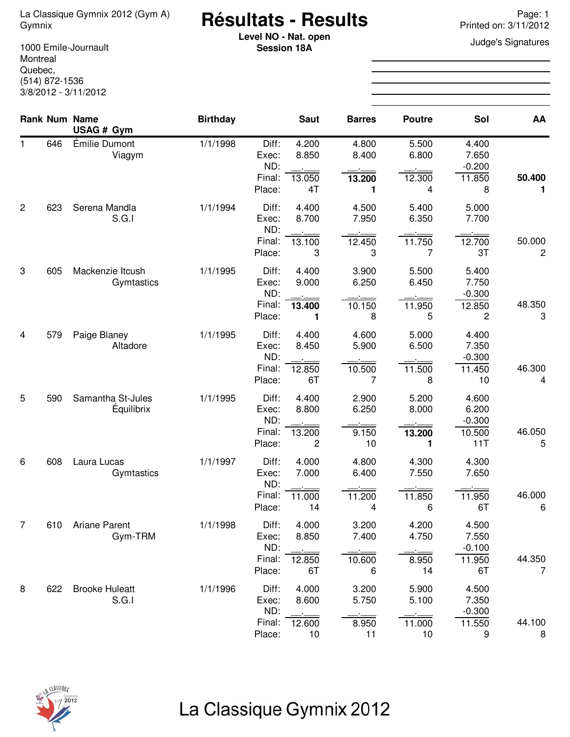La Classique Gymnix 2012 (Gym A)
Gymnix

1000 Emile-Journault
Montreal
Quebec,
(514) 872-1536
3/8/2012 - 3/11/2012

# Résultats - Results

**Level NO - Nat. open**
**Session 18A**

Page: 1
Printed on: 3/11/2012

Judge's Signatures

| Rank | Num | Name / USAG # Gym | Birthday | | Saut | Barres | Poutre | Sol | AA |
|---|---|---|---|---|---|---|---|---|---|
| 1 | 646 | Émilie Dumont | 1/1/1998 | Diff: | 4.200 | 4.800 | 5.500 | 4.400 | |
| | | Viagym | | Exec: | 8.850 | 8.400 | 6.800 | 7.650 | |
| | | | | ND: | __.___ | __.___ | __.___ | -0.200 | |
| | | | | Final: | 13.050 | **13.200** | 12.300 | 11.850 | **50.400** |
| | | | | Place: | 4T | **1** | 4 | 8 | **1** |
| 2 | 623 | Serena Mandla | 1/1/1994 | Diff: | 4.400 | 4.500 | 5.400 | 5.000 | |
| | | S.G.I | | Exec: | 8.700 | 7.950 | 6.350 | 7.700 | |
| | | | | ND: | __.___ | __.___ | __.___ | __.___ | |
| | | | | Final: | 13.100 | 12.450 | 11.750 | 12.700 | 50.000 |
| | | | | Place: | 3 | 3 | 7 | 3T | 2 |
| 3 | 605 | Mackenzie Itcush | 1/1/1995 | Diff: | 4.400 | 3.900 | 5.500 | 5.400 | |
| | | Gymtastics | | Exec: | 9.000 | 6.250 | 6.450 | 7.750 | |
| | | | | ND: | __.___ | __.___ | __.___ | -0.300 | |
| | | | | Final: | **13.400** | 10.150 | 11.950 | 12.850 | 48.350 |
| | | | | Place: | **1** | 8 | 5 | 2 | 3 |
| 4 | 579 | Paige Blaney | 1/1/1995 | Diff: | 4.400 | 4.600 | 5.000 | 4.400 | |
| | | Altadore | | Exec: | 8.450 | 5.900 | 6.500 | 7.350 | |
| | | | | ND: | __.___ | __.___ | __.___ | -0.300 | |
| | | | | Final: | 12.850 | 10.500 | 11.500 | 11.450 | 46.300 |
| | | | | Place: | 6T | 7 | 8 | 10 | 4 |
| 5 | 590 | Samantha St-Jules | 1/1/1995 | Diff: | 4.400 | 2.900 | 5.200 | 4.600 | |
| | | Équilibrix | | Exec: | 8.800 | 6.250 | 8.000 | 6.200 | |
| | | | | ND: | __.___ | __.___ | __.___ | -0.300 | |
| | | | | Final: | 13.200 | 9.150 | **13.200** | 10.500 | 46.050 |
| | | | | Place: | 2 | 10 | **1** | 11T | 5 |
| 6 | 608 | Laura Lucas | 1/1/1997 | Diff: | 4.000 | 4.800 | 4.300 | 4.300 | |
| | | Gymtastics | | Exec: | 7.000 | 6.400 | 7.550 | 7.650 | |
| | | | | ND: | __.___ | __.___ | __.___ | __.___ | |
| | | | | Final: | 11.000 | 11.200 | 11.850 | 11.950 | 46.000 |
| | | | | Place: | 14 | 4 | 6 | 6T | 6 |
| 7 | 610 | Ariane Parent | 1/1/1998 | Diff: | 4.000 | 3.200 | 4.200 | 4.500 | |
| | | Gym-TRM | | Exec: | 8.850 | 7.400 | 4.750 | 7.550 | |
| | | | | ND: | __.___ | __.___ | __.___ | -0.100 | |
| | | | | Final: | 12.850 | 10.600 | 8.950 | 11.950 | 44.350 |
| | | | | Place: | 6T | 6 | 14 | 6T | 7 |
| 8 | 622 | Brooke Huleatt | 1/1/1996 | Diff: | 4.000 | 3.200 | 5.900 | 4.500 | |
| | | S.G.I | | Exec: | 8.600 | 5.750 | 5.100 | 7.350 | |
| | | | | ND: | __.___ | __.___ | __.___ | -0.300 | |
| | | | | Final: | 12.600 | 8.950 | 11.000 | 11.550 | 44.100 |
| | | | | Place: | 10 | 11 | 10 | 9 | 8 |

La Classique Gymnix 2012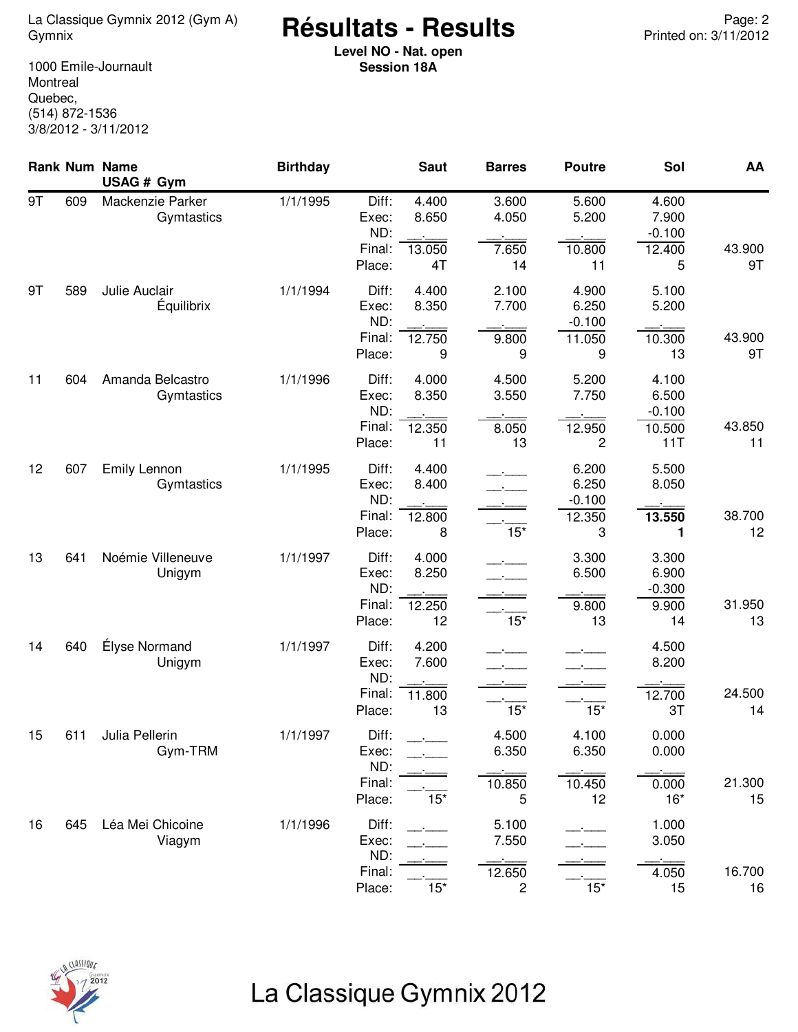La Classique Gymnix 2012 (Gym A)
Gymnix

1000 Emile-Journault
Montreal
Quebec,
(514) 872-1536
3/8/2012 - 3/11/2012

# Résultats - Results

**Level NO - Nat. open**
**Session 18A**

Printed on: 3/11/2012

| Rank | Num | Name / USAG # Gym | Birthday | | Saut | Barres | Poutre | Sol | AA |
|---|---|---|---|---|---|---|---|---|---|
| 9T | 609 | Mackenzie Parker | 1/1/1995 | Diff: | 4.400 | 3.600 | 5.600 | 4.600 | |
| | | Gymtastics | | Exec: | 8.650 | 4.050 | 5.200 | 7.900 | |
| | | | | ND: | __.___ | __.___ | __.___ | -0.100 | |
| | | | | Final: | 13.050 | 7.650 | 10.800 | 12.400 | 43.900 |
| | | | | Place: | 4T | 14 | 11 | 5 | 9T |
| 9T | 589 | Julie Auclair | 1/1/1994 | Diff: | 4.400 | 2.100 | 4.900 | 5.100 | |
| | | Équilibrix | | Exec: | 8.350 | 7.700 | 6.250 | 5.200 | |
| | | | | ND: | __.___ | __.___ | -0.100 | __.___ | |
| | | | | Final: | 12.750 | 9.800 | 11.050 | 10.300 | 43.900 |
| | | | | Place: | 9 | 9 | 9 | 13 | 9T |
| 11 | 604 | Amanda Belcastro | 1/1/1996 | Diff: | 4.000 | 4.500 | 5.200 | 4.100 | |
| | | Gymtastics | | Exec: | 8.350 | 3.550 | 7.750 | 6.500 | |
| | | | | ND: | __.___ | __.___ | __.___ | -0.100 | |
| | | | | Final: | 12.350 | 8.050 | 12.950 | 10.500 | 43.850 |
| | | | | Place: | 11 | 13 | 2 | 11T | 11 |
| 12 | 607 | Emily Lennon | 1/1/1995 | Diff: | 4.400 | __.___ | 6.200 | 5.500 | |
| | | Gymtastics | | Exec: | 8.400 | __.___ | 6.250 | 8.050 | |
| | | | | ND: | __.___ | __.___ | -0.100 | __.___ | |
| | | | | Final: | 12.800 | __.___ | 12.350 | **13.550** | 38.700 |
| | | | | Place: | 8 | 15* | 3 | **1** | 12 |
| 13 | 641 | Noémie Villeneuve | 1/1/1997 | Diff: | 4.000 | __.___ | 3.300 | 3.300 | |
| | | Unigym | | Exec: | 8.250 | __.___ | 6.500 | 6.900 | |
| | | | | ND: | __.___ | __.___ | __.___ | -0.300 | |
| | | | | Final: | 12.250 | __.___ | 9.800 | 9.900 | 31.950 |
| | | | | Place: | 12 | 15* | 13 | 14 | 13 |
| 14 | 640 | Élyse Normand | 1/1/1997 | Diff: | 4.200 | __.___ | __.___ | 4.500 | |
| | | Unigym | | Exec: | 7.600 | __.___ | __.___ | 8.200 | |
| | | | | ND: | __.___ | __.___ | __.___ | __.___ | |
| | | | | Final: | 11.800 | __.___ | __.___ | 12.700 | 24.500 |
| | | | | Place: | 13 | 15* | 15* | 3T | 14 |
| 15 | 611 | Julia Pellerin | 1/1/1997 | Diff: | __.___ | 4.500 | 4.100 | 0.000 | |
| | | Gym-TRM | | Exec: | __.___ | 6.350 | 6.350 | 0.000 | |
| | | | | ND: | __.___ | __.___ | __.___ | __.___ | |
| | | | | Final: | __.___ | 10.850 | 10.450 | 0.000 | 21.300 |
| | | | | Place: | 15* | 5 | 12 | 16* | 15 |
| 16 | 645 | Léa Mei Chicoine | 1/1/1996 | Diff: | __.___ | 5.100 | __.___ | 1.000 | |
| | | Viagym | | Exec: | __.___ | 7.550 | __.___ | 3.050 | |
| | | | | ND: | __.___ | __.___ | __.___ | __.___ | |
| | | | | Final: | __.___ | 12.650 | __.___ | 4.050 | 16.700 |
| | | | | Place: | 15* | 2 | 15* | 15 | 16 |

La Classique Gymnix 2012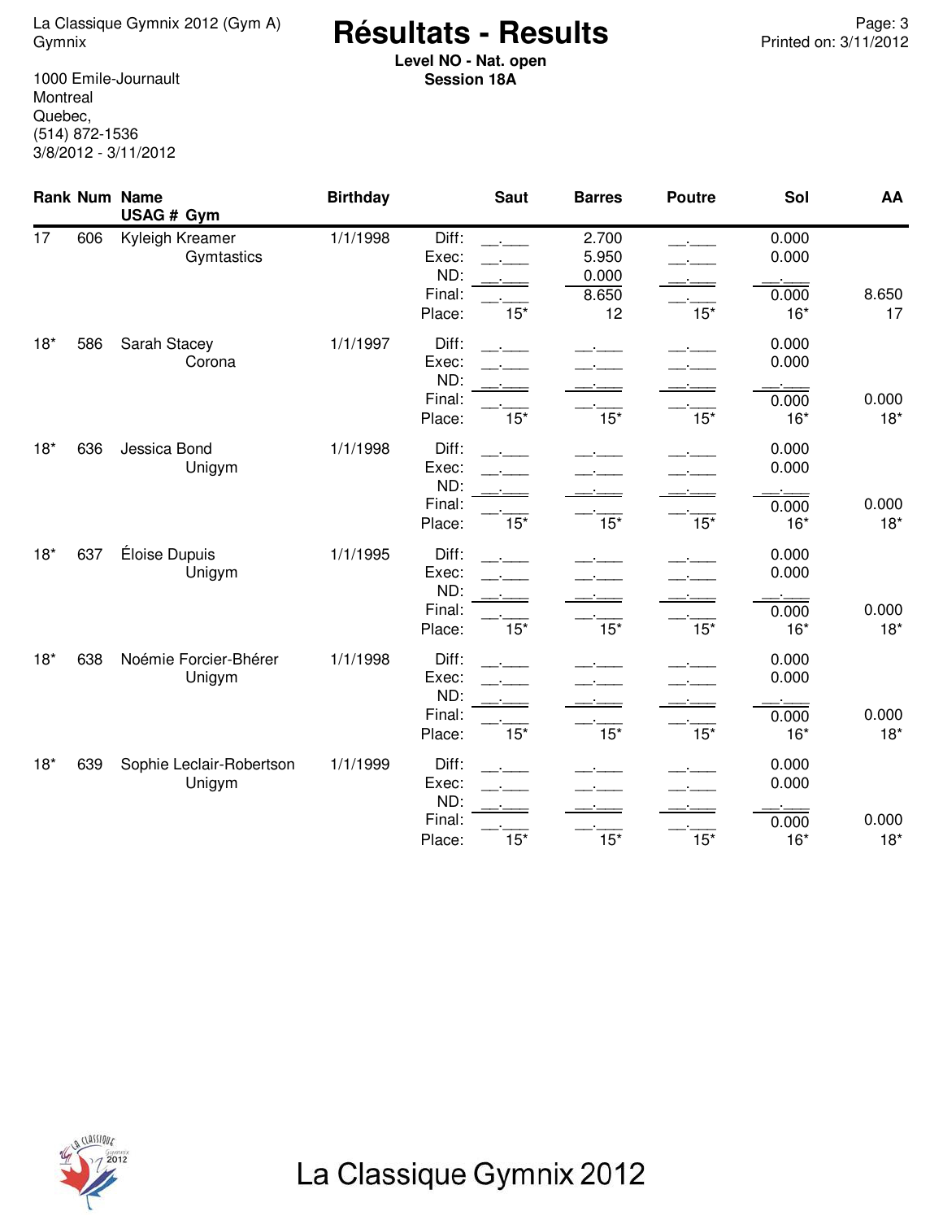La Classique Gymnix 2012 (Gym A)
Gymnix

1000 Emile-Journault
Montreal
Quebec,
(514) 872-1536
3/8/2012 - 3/11/2012

# Résultats - Results

**Level NO - Nat. open**
**Session 18A**

| Rank | Num | Name / USAG # Gym | Birthday | | Saut | Barres | Poutre | Sol | AA |
|---|---|---|---|---|---|---|---|---|---|
| 17 | 606 | Kyleigh Kreamer / Gymtastics | 1/1/1998 | Diff: | __.___ | 2.700 | __.___ | 0.000 | |
| | | | | Exec: | __.___ | 5.950 | __.___ | 0.000 | |
| | | | | ND: | __.___ | 0.000 | __.___ | __.___ | |
| | | | | Final: | __.___ | 8.650 | __.___ | 0.000 | 8.650 |
| | | | | Place: | 15* | 12 | 15* | 16* | 17 |
| 18* | 586 | Sarah Stacey / Corona | 1/1/1997 | Diff: | __.___ | __.___ | __.___ | 0.000 | |
| | | | | Exec: | __.___ | __.___ | __.___ | 0.000 | |
| | | | | ND: | __.___ | __.___ | __.___ | __.___ | |
| | | | | Final: | __.___ | __.___ | __.___ | 0.000 | 0.000 |
| | | | | Place: | 15* | 15* | 15* | 16* | 18* |
| 18* | 636 | Jessica Bond / Unigym | 1/1/1998 | Diff: | __.___ | __.___ | __.___ | 0.000 | |
| | | | | Exec: | __.___ | __.___ | __.___ | 0.000 | |
| | | | | ND: | __.___ | __.___ | __.___ | __.___ | |
| | | | | Final: | __.___ | __.___ | __.___ | 0.000 | 0.000 |
| | | | | Place: | 15* | 15* | 15* | 16* | 18* |
| 18* | 637 | Éloise Dupuis / Unigym | 1/1/1995 | Diff: | __.___ | __.___ | __.___ | 0.000 | |
| | | | | Exec: | __.___ | __.___ | __.___ | 0.000 | |
| | | | | ND: | __.___ | __.___ | __.___ | __.___ | |
| | | | | Final: | __.___ | __.___ | __.___ | 0.000 | 0.000 |
| | | | | Place: | 15* | 15* | 15* | 16* | 18* |
| 18* | 638 | Noémie Forcier-Bhérer / Unigym | 1/1/1998 | Diff: | __.___ | __.___ | __.___ | 0.000 | |
| | | | | Exec: | __.___ | __.___ | __.___ | 0.000 | |
| | | | | ND: | __.___ | __.___ | __.___ | __.___ | |
| | | | | Final: | __.___ | __.___ | __.___ | 0.000 | 0.000 |
| | | | | Place: | 15* | 15* | 15* | 16* | 18* |
| 18* | 639 | Sophie Leclair-Robertson / Unigym | 1/1/1999 | Diff: | __.___ | __.___ | __.___ | 0.000 | |
| | | | | Exec: | __.___ | __.___ | __.___ | 0.000 | |
| | | | | ND: | __.___ | __.___ | __.___ | __.___ | |
| | | | | Final: | __.___ | __.___ | __.___ | 0.000 | 0.000 |
| | | | | Place: | 15* | 15* | 15* | 16* | 18* |